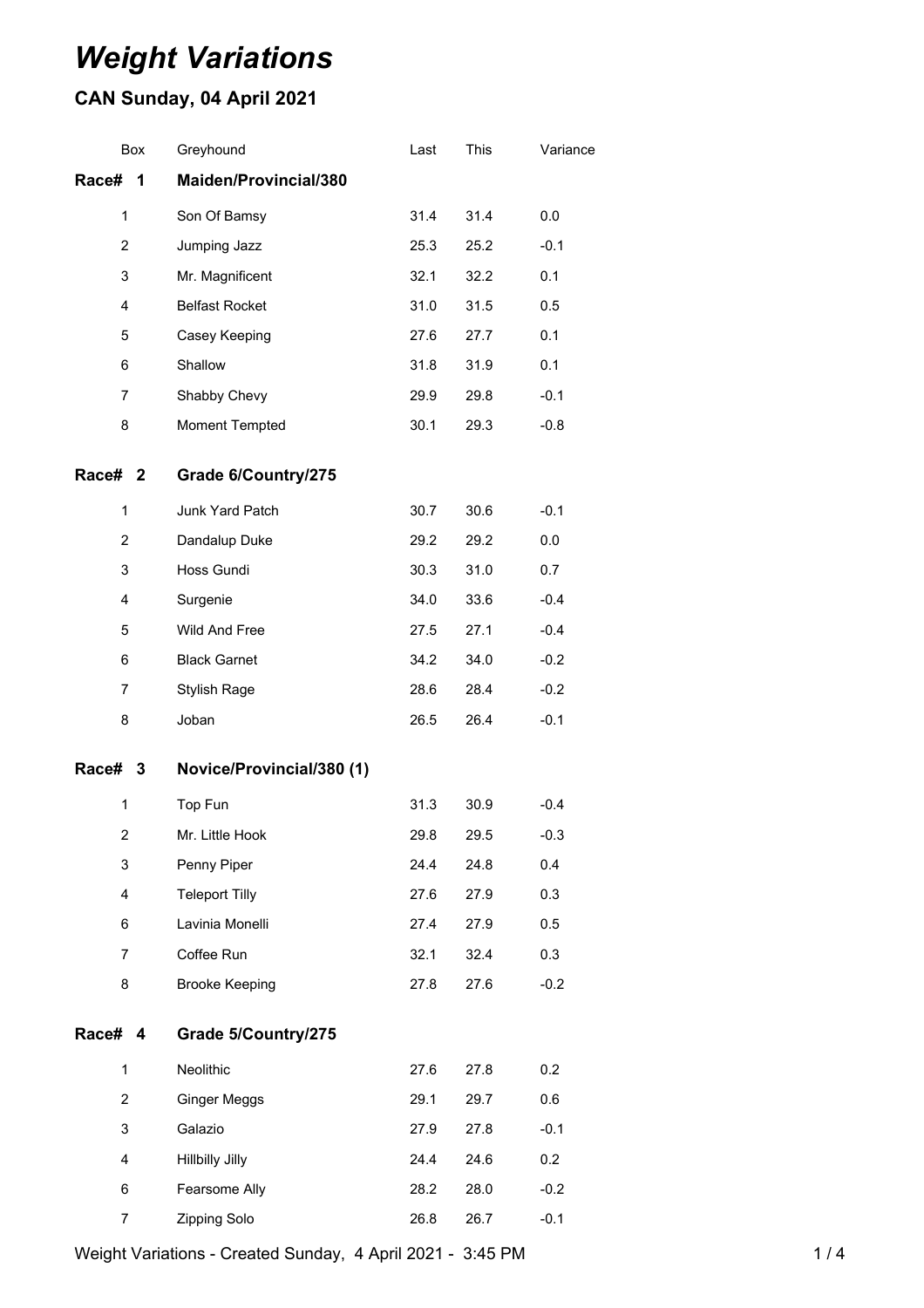# *Weight Variations*

## CAN Sunday, 04 April 2021

| Box | Greyhound | Last | This | Variance |
|---|---|---|---|---|
| **Race# 1** | **Maiden/Provincial/380** | | | |
| 1 | Son Of Bamsy | 31.4 | 31.4 | 0.0 |
| 2 | Jumping Jazz | 25.3 | 25.2 | -0.1 |
| 3 | Mr. Magnificent | 32.1 | 32.2 | 0.1 |
| 4 | Belfast Rocket | 31.0 | 31.5 | 0.5 |
| 5 | Casey Keeping | 27.6 | 27.7 | 0.1 |
| 6 | Shallow | 31.8 | 31.9 | 0.1 |
| 7 | Shabby Chevy | 29.9 | 29.8 | -0.1 |
| 8 | Moment Tempted | 30.1 | 29.3 | -0.8 |
| **Race# 2** | **Grade 6/Country/275** | | | |
| 1 | Junk Yard Patch | 30.7 | 30.6 | -0.1 |
| 2 | Dandalup Duke | 29.2 | 29.2 | 0.0 |
| 3 | Hoss Gundi | 30.3 | 31.0 | 0.7 |
| 4 | Surgenie | 34.0 | 33.6 | -0.4 |
| 5 | Wild And Free | 27.5 | 27.1 | -0.4 |
| 6 | Black Garnet | 34.2 | 34.0 | -0.2 |
| 7 | Stylish Rage | 28.6 | 28.4 | -0.2 |
| 8 | Joban | 26.5 | 26.4 | -0.1 |
| **Race# 3** | **Novice/Provincial/380 (1)** | | | |
| 1 | Top Fun | 31.3 | 30.9 | -0.4 |
| 2 | Mr. Little Hook | 29.8 | 29.5 | -0.3 |
| 3 | Penny Piper | 24.4 | 24.8 | 0.4 |
| 4 | Teleport Tilly | 27.6 | 27.9 | 0.3 |
| 6 | Lavinia Monelli | 27.4 | 27.9 | 0.5 |
| 7 | Coffee Run | 32.1 | 32.4 | 0.3 |
| 8 | Brooke Keeping | 27.8 | 27.6 | -0.2 |
| **Race# 4** | **Grade 5/Country/275** | | | |
| 1 | Neolithic | 27.6 | 27.8 | 0.2 |
| 2 | Ginger Meggs | 29.1 | 29.7 | 0.6 |
| 3 | Galazio | 27.9 | 27.8 | -0.1 |
| 4 | Hillbilly Jilly | 24.4 | 24.6 | 0.2 |
| 6 | Fearsome Ally | 28.2 | 28.0 | -0.2 |
| 7 | Zipping Solo | 26.8 | 26.7 | -0.1 |

Weight Variations - Created Sunday, 4 April 2021 - 3:45 PM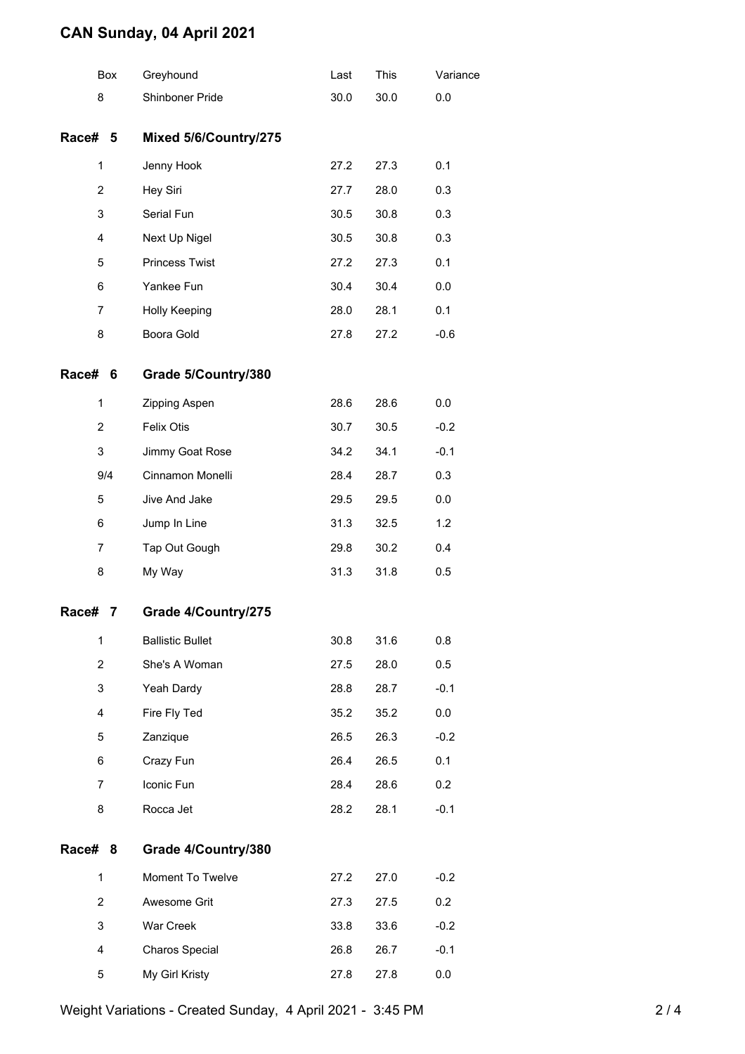# CAN Sunday, 04 April 2021

| Box | Greyhound | Last | This | Variance |
|---|---|---|---|---|
| 8 | Shinboner Pride | 30.0 | 30.0 | 0.0 |

## Race# 5 Mixed 5/6/Country/275

| Box | Greyhound | Last | This | Variance |
|---|---|---|---|---|
| 1 | Jenny Hook | 27.2 | 27.3 | 0.1 |
| 2 | Hey Siri | 27.7 | 28.0 | 0.3 |
| 3 | Serial Fun | 30.5 | 30.8 | 0.3 |
| 4 | Next Up Nigel | 30.5 | 30.8 | 0.3 |
| 5 | Princess Twist | 27.2 | 27.3 | 0.1 |
| 6 | Yankee Fun | 30.4 | 30.4 | 0.0 |
| 7 | Holly Keeping | 28.0 | 28.1 | 0.1 |
| 8 | Boora Gold | 27.8 | 27.2 | -0.6 |

## Race# 6 Grade 5/Country/380

| Box | Greyhound | Last | This | Variance |
|---|---|---|---|---|
| 1 | Zipping Aspen | 28.6 | 28.6 | 0.0 |
| 2 | Felix Otis | 30.7 | 30.5 | -0.2 |
| 3 | Jimmy Goat Rose | 34.2 | 34.1 | -0.1 |
| 9/4 | Cinnamon Monelli | 28.4 | 28.7 | 0.3 |
| 5 | Jive And Jake | 29.5 | 29.5 | 0.0 |
| 6 | Jump In Line | 31.3 | 32.5 | 1.2 |
| 7 | Tap Out Gough | 29.8 | 30.2 | 0.4 |
| 8 | My Way | 31.3 | 31.8 | 0.5 |

## Race# 7 Grade 4/Country/275

| Box | Greyhound | Last | This | Variance |
|---|---|---|---|---|
| 1 | Ballistic Bullet | 30.8 | 31.6 | 0.8 |
| 2 | She's A Woman | 27.5 | 28.0 | 0.5 |
| 3 | Yeah Dardy | 28.8 | 28.7 | -0.1 |
| 4 | Fire Fly Ted | 35.2 | 35.2 | 0.0 |
| 5 | Zanzique | 26.5 | 26.3 | -0.2 |
| 6 | Crazy Fun | 26.4 | 26.5 | 0.1 |
| 7 | Iconic Fun | 28.4 | 28.6 | 0.2 |
| 8 | Rocca Jet | 28.2 | 28.1 | -0.1 |

## Race# 8 Grade 4/Country/380

| Box | Greyhound | Last | This | Variance |
|---|---|---|---|---|
| 1 | Moment To Twelve | 27.2 | 27.0 | -0.2 |
| 2 | Awesome Grit | 27.3 | 27.5 | 0.2 |
| 3 | War Creek | 33.8 | 33.6 | -0.2 |
| 4 | Charos Special | 26.8 | 26.7 | -0.1 |
| 5 | My Girl Kristy | 27.8 | 27.8 | 0.0 |

Weight Variations - Created Sunday, 4 April 2021 - 3:45 PM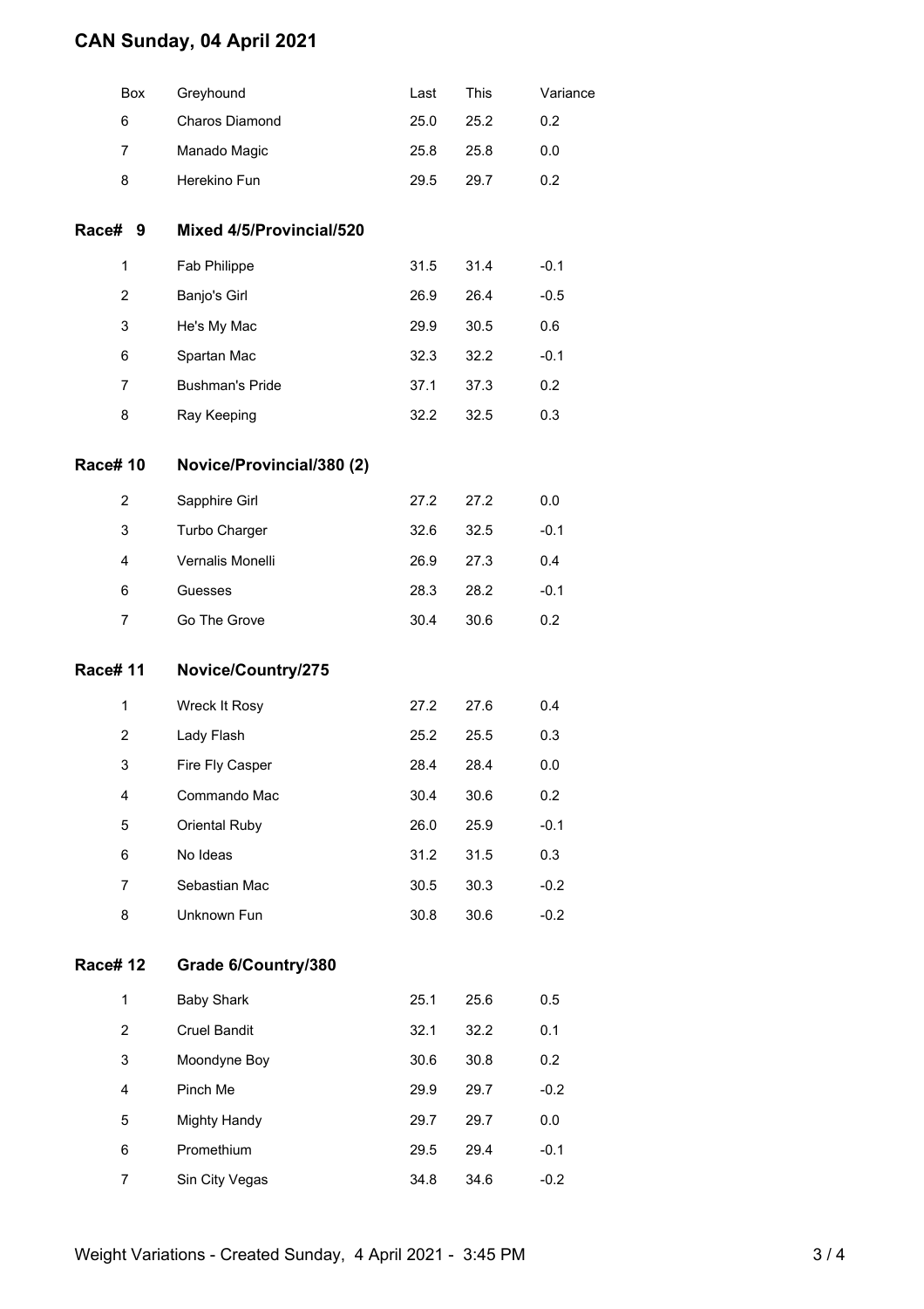# CAN Sunday, 04 April 2021

| Box | Greyhound | Last | This | Variance |
|---|---|---|---|---|
| 6 | Charos Diamond | 25.0 | 25.2 | 0.2 |
| 7 | Manado Magic | 25.8 | 25.8 | 0.0 |
| 8 | Herekino Fun | 29.5 | 29.7 | 0.2 |

## Race# 9 Mixed 4/5/Provincial/520

| Box | Greyhound | Last | This | Variance |
|---|---|---|---|---|
| 1 | Fab Philippe | 31.5 | 31.4 | -0.1 |
| 2 | Banjo's Girl | 26.9 | 26.4 | -0.5 |
| 3 | He's My Mac | 29.9 | 30.5 | 0.6 |
| 6 | Spartan Mac | 32.3 | 32.2 | -0.1 |
| 7 | Bushman's Pride | 37.1 | 37.3 | 0.2 |
| 8 | Ray Keeping | 32.2 | 32.5 | 0.3 |

## Race# 10 Novice/Provincial/380 (2)

| Box | Greyhound | Last | This | Variance |
|---|---|---|---|---|
| 2 | Sapphire Girl | 27.2 | 27.2 | 0.0 |
| 3 | Turbo Charger | 32.6 | 32.5 | -0.1 |
| 4 | Vernalis Monelli | 26.9 | 27.3 | 0.4 |
| 6 | Guesses | 28.3 | 28.2 | -0.1 |
| 7 | Go The Grove | 30.4 | 30.6 | 0.2 |

## Race# 11 Novice/Country/275

| Box | Greyhound | Last | This | Variance |
|---|---|---|---|---|
| 1 | Wreck It Rosy | 27.2 | 27.6 | 0.4 |
| 2 | Lady Flash | 25.2 | 25.5 | 0.3 |
| 3 | Fire Fly Casper | 28.4 | 28.4 | 0.0 |
| 4 | Commando Mac | 30.4 | 30.6 | 0.2 |
| 5 | Oriental Ruby | 26.0 | 25.9 | -0.1 |
| 6 | No Ideas | 31.2 | 31.5 | 0.3 |
| 7 | Sebastian Mac | 30.5 | 30.3 | -0.2 |
| 8 | Unknown Fun | 30.8 | 30.6 | -0.2 |

## Race# 12 Grade 6/Country/380

| Box | Greyhound | Last | This | Variance |
|---|---|---|---|---|
| 1 | Baby Shark | 25.1 | 25.6 | 0.5 |
| 2 | Cruel Bandit | 32.1 | 32.2 | 0.1 |
| 3 | Moondyne Boy | 30.6 | 30.8 | 0.2 |
| 4 | Pinch Me | 29.9 | 29.7 | -0.2 |
| 5 | Mighty Handy | 29.7 | 29.7 | 0.0 |
| 6 | Promethium | 29.5 | 29.4 | -0.1 |
| 7 | Sin City Vegas | 34.8 | 34.6 | -0.2 |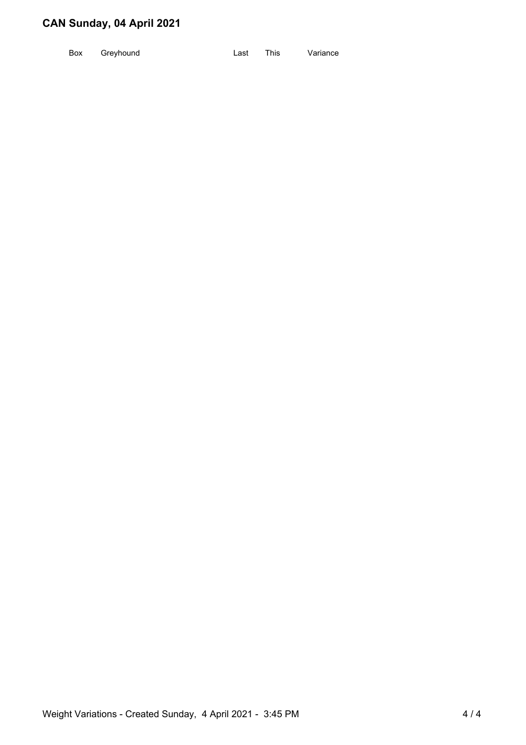# CAN Sunday, 04 April 2021

| Box | Greyhound | Last | This | Variance |
| --- | --- | --- | --- | --- |